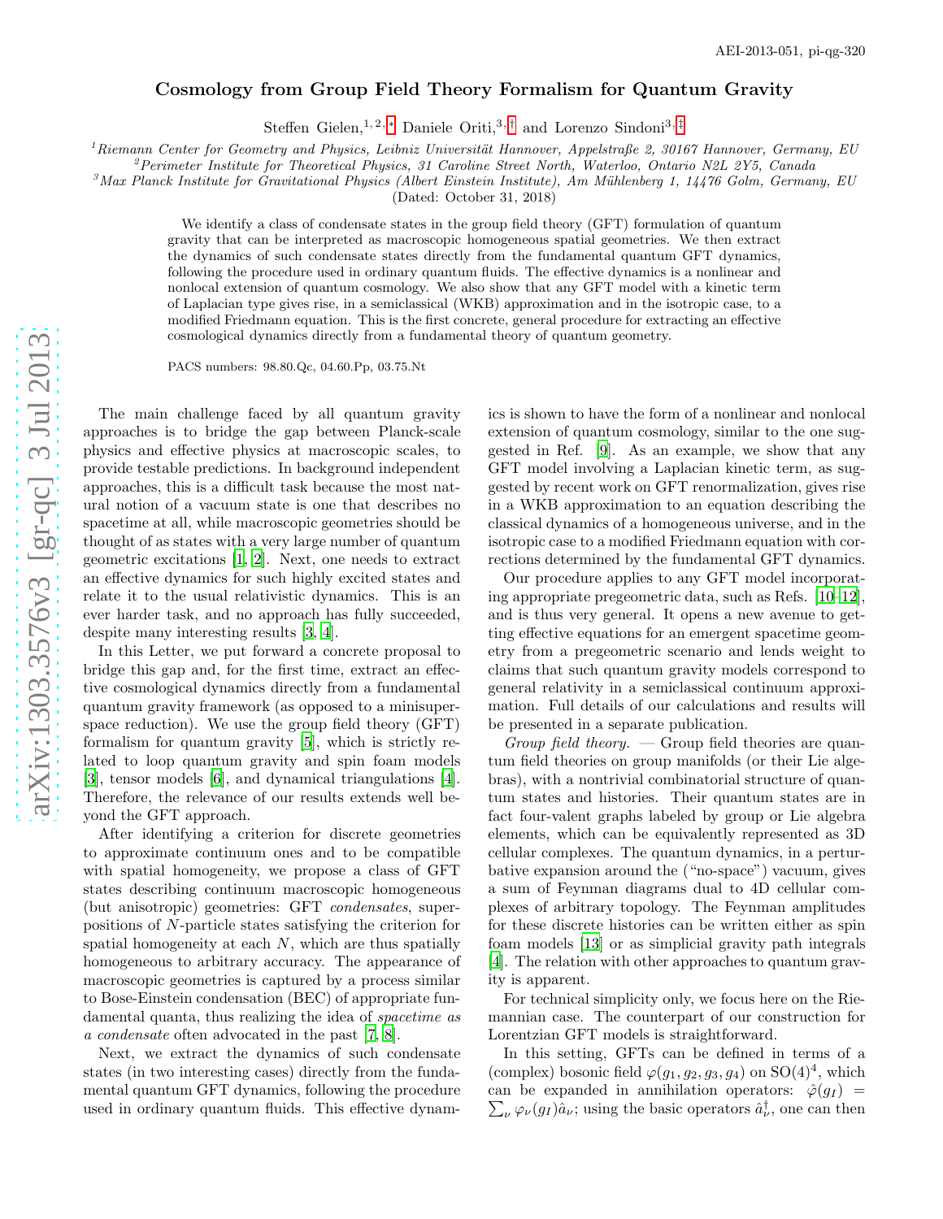AEI-2013-051, pi-qg-320

# Cosmology from Group Field Theory Formalism for Quantum Gravity

Steffen Gielen,[1,2,*] Daniele Oriti,[3,†] and Lorenzo Sindoni[3,‡]

[1]Riemann Center for Geometry and Physics, Leibniz Universität Hannover, Appelstraße 2, 30167 Hannover, Germany, EU
[2]Perimeter Institute for Theoretical Physics, 31 Caroline Street North, Waterloo, Ontario N2L 2Y5, Canada
[3]Max Planck Institute for Gravitational Physics (Albert Einstein Institute), Am Mühlenberg 1, 14476 Golm, Germany, EU

(Dated: October 31, 2018)

We identify a class of condensate states in the group field theory (GFT) formulation of quantum gravity that can be interpreted as macroscopic homogeneous spatial geometries. We then extract the dynamics of such condensate states directly from the fundamental quantum GFT dynamics, following the procedure used in ordinary quantum fluids. The effective dynamics is a nonlinear and nonlocal extension of quantum cosmology. We also show that any GFT model with a kinetic term of Laplacian type gives rise, in a semiclassical (WKB) approximation and in the isotropic case, to a modified Friedmann equation. This is the first concrete, general procedure for extracting an effective cosmological dynamics directly from a fundamental theory of quantum geometry.

PACS numbers: 98.80.Qc, 04.60.Pp, 03.75.Nt

The main challenge faced by all quantum gravity approaches is to bridge the gap between Planck-scale physics and effective physics at macroscopic scales, to provide testable predictions. In background independent approaches, this is a difficult task because the most natural notion of a vacuum state is one that describes no spacetime at all, while macroscopic geometries should be thought of as states with a very large number of quantum geometric excitations [1, 2]. Next, one needs to extract an effective dynamics for such highly excited states and relate it to the usual relativistic dynamics. This is an ever harder task, and no approach has fully succeeded, despite many interesting results [3, 4].

In this Letter, we put forward a concrete proposal to bridge this gap and, for the first time, extract an effective cosmological dynamics directly from a fundamental quantum gravity framework (as opposed to a minisuperspace reduction). We use the group field theory (GFT) formalism for quantum gravity [5], which is strictly related to loop quantum gravity and spin foam models [3], tensor models [6], and dynamical triangulations [4]. Therefore, the relevance of our results extends well beyond the GFT approach.

After identifying a criterion for discrete geometries to approximate continuum ones and to be compatible with spatial homogeneity, we propose a class of GFT states describing continuum macroscopic homogeneous (but anisotropic) geometries: GFT *condensates*, superpositions of $N$-particle states satisfying the criterion for spatial homogeneity at each $N$, which are thus spatially homogeneous to arbitrary accuracy. The appearance of macroscopic geometries is captured by a process similar to Bose-Einstein condensation (BEC) of appropriate fundamental quanta, thus realizing the idea of *spacetime as a condensate* often advocated in the past [7, 8].

Next, we extract the dynamics of such condensate states (in two interesting cases) directly from the fundamental quantum GFT dynamics, following the procedure used in ordinary quantum fluids. This effective dynamics is shown to have the form of a nonlinear and nonlocal extension of quantum cosmology, similar to the one suggested in Ref. [9]. As an example, we show that any GFT model involving a Laplacian kinetic term, as suggested by recent work on GFT renormalization, gives rise in a WKB approximation to an equation describing the classical dynamics of a homogeneous universe, and in the isotropic case to a modified Friedmann equation with corrections determined by the fundamental GFT dynamics.

Our procedure applies to any GFT model incorporating appropriate pregeometric data, such as Refs. [10–12], and is thus very general. It opens a new avenue to getting effective equations for an emergent spacetime geometry from a pregeometric scenario and lends weight to claims that such quantum gravity models correspond to general relativity in a semiclassical continuum approximation. Full details of our calculations and results will be presented in a separate publication.

*Group field theory.* — Group field theories are quantum field theories on group manifolds (or their Lie algebras), with a nontrivial combinatorial structure of quantum states and histories. Their quantum states are in fact four-valent graphs labeled by group or Lie algebra elements, which can be equivalently represented as 3D cellular complexes. The quantum dynamics, in a perturbative expansion around the ("no-space") vacuum, gives a sum of Feynman diagrams dual to 4D cellular complexes of arbitrary topology. The Feynman amplitudes for these discrete histories can be written either as spin foam models [13] or as simplicial gravity path integrals [4]. The relation with other approaches to quantum gravity is apparent.

For technical simplicity only, we focus here on the Riemannian case. The counterpart of our construction for Lorentzian GFT models is straightforward.

In this setting, GFTs can be defined in terms of a (complex) bosonic field $\varphi(g_1, g_2, g_3, g_4)$ on $\mathrm{SO}(4)^4$, which can be expanded in annihilation operators: $\hat{\varphi}(g_I) = \sum_\nu \varphi_\nu(g_I)\hat{a}_\nu$; using the basic operators $\hat{a}^\dagger_\nu$, one can then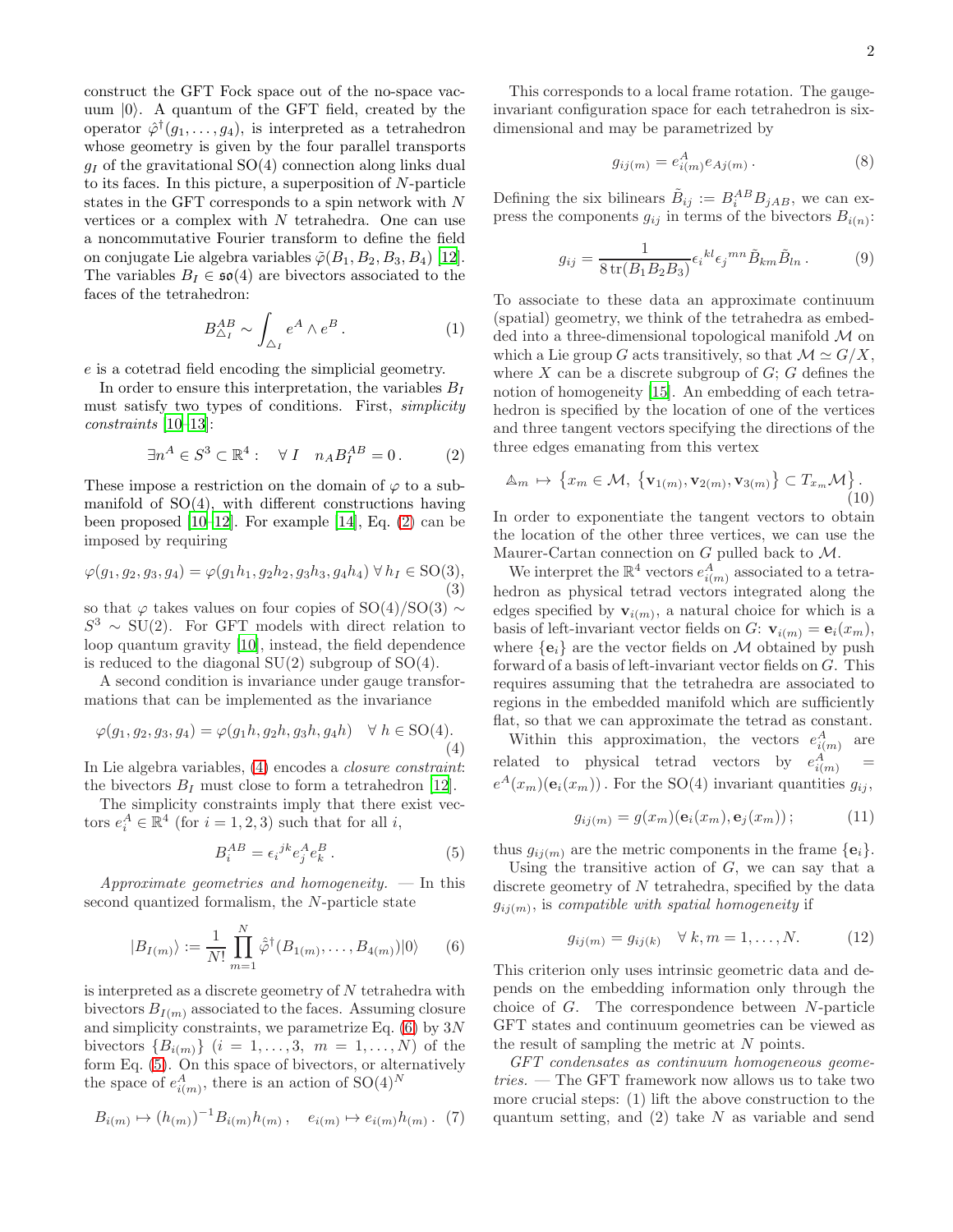construct the GFT Fock space out of the no-space vacuum $|0\rangle$. A quantum of the GFT field, created by the operator $\hat{\varphi}^\dagger(g_1,\dots,g_4)$, is interpreted as a tetrahedron whose geometry is given by the four parallel transports $g_I$ of the gravitational SO(4) connection along links dual to its faces. In this picture, a superposition of $N$-particle states in the GFT corresponds to a spin network with $N$ vertices or a complex with $N$ tetrahedra. One can use a noncommutative Fourier transform to define the field on conjugate Lie algebra variables $\tilde{\varphi}(B_1,B_2,B_3,B_4)$ [12]. The variables $B_I \in \mathfrak{so}(4)$ are bivectors associated to the faces of the tetrahedron:

$$B^{AB}_{\triangle_I} \sim \int_{\triangle_I} e^A \wedge e^B \,. \tag{1}$$

$e$ is a cotetrad field encoding the simplicial geometry.

In order to ensure this interpretation, the variables $B_I$ must satisfy two types of conditions. First, *simplicity constraints* [10–13]:

$$\exists n^A \in S^3 \subset \mathbb{R}^4 : \quad \forall\, I \quad n_A B_I^{AB} = 0\,. \tag{2}$$

These impose a restriction on the domain of $\varphi$ to a submanifold of SO(4), with different constructions having been proposed [10–12]. For example [14], Eq. (2) can be imposed by requiring

$$\varphi(g_1,g_2,g_3,g_4) = \varphi(g_1h_1,g_2h_2,g_3h_3,g_4h_4)\;\forall\, h_I\in \mathrm{SO}(3), \tag{3}$$

so that $\varphi$ takes values on four copies of $\mathrm{SO}(4)/\mathrm{SO}(3) \sim S^3 \sim \mathrm{SU}(2)$. For GFT models with direct relation to loop quantum gravity [10], instead, the field dependence is reduced to the diagonal SU(2) subgroup of SO(4).

A second condition is invariance under gauge transformations that can be implemented as the invariance

$$\varphi(g_1,g_2,g_3,g_4) = \varphi(g_1h,g_2h,g_3h,g_4h) \quad \forall\, h\in \mathrm{SO}(4). \tag{4}$$

In Lie algebra variables, (4) encodes a *closure constraint*: the bivectors $B_I$ must close to form a tetrahedron [12].

The simplicity constraints imply that there exist vectors $e_i^A \in \mathbb{R}^4$ (for $i=1,2,3$) such that for all $i$,

$$B_i^{AB} = \epsilon_i{}^{jk} e_j^A e_k^B\,. \tag{5}$$

*Approximate geometries and homogeneity.* — In this second quantized formalism, the $N$-particle state

$$|B_{I(m)}\rangle := \frac{1}{N!}\prod_{m=1}^{N} \hat{\varphi}^\dagger(B_{1(m)},\dots,B_{4(m)})|0\rangle \tag{6}$$

is interpreted as a discrete geometry of $N$ tetrahedra with bivectors $B_{I(m)}$ associated to the faces. Assuming closure and simplicity constraints, we parametrize Eq. (6) by $3N$ bivectors $\{B_{i(m)}\}$ $(i=1,\dots,3,\; m=1,\dots,N)$ of the form Eq. (5). On this space of bivectors, or alternatively the space of $e^A_{i(m)}$, there is an action of $\mathrm{SO}(4)^N$

$$B_{i(m)} \mapsto (h_{(m)})^{-1} B_{i(m)} h_{(m)}\,, \quad e_{i(m)} \mapsto e_{i(m)} h_{(m)}\,. \tag{7}$$

This corresponds to a local frame rotation. The gauge-invariant configuration space for each tetrahedron is six-dimensional and may be parametrized by

$$g_{ij(m)} = e^A_{i(m)} e_{Aj(m)}\,. \tag{8}$$

Defining the six bilinears $\tilde{B}_{ij} := B_i^{AB} B_{jAB}$, we can express the components $g_{ij}$ in terms of the bivectors $B_{i(n)}$:

$$g_{ij} = \frac{1}{8\,\mathrm{tr}(B_1B_2B_3)} \epsilon_i{}^{kl} \epsilon_j{}^{mn} \tilde{B}_{km}\tilde{B}_{ln}\,. \tag{9}$$

To associate to these data an approximate continuum (spatial) geometry, we think of the tetrahedra as embedded into a three-dimensional topological manifold $\mathcal{M}$ on which a Lie group $G$ acts transitively, so that $\mathcal{M} \simeq G/X$, where $X$ can be a discrete subgroup of $G$; $G$ defines the notion of homogeneity [15]. An embedding of each tetrahedron is specified by the location of one of the vertices and three tangent vectors specifying the directions of the three edges emanating from this vertex

$$\triangle_m \mapsto \left\{x_m \in \mathcal{M},\; \{\mathbf{v}_{1(m)}, \mathbf{v}_{2(m)}, \mathbf{v}_{3(m)}\} \subset T_{x_m}\mathcal{M}\right\}. \tag{10}$$

In order to exponentiate the tangent vectors to obtain the location of the other three vertices, we can use the Maurer-Cartan connection on $G$ pulled back to $\mathcal{M}$.

We interpret the $\mathbb{R}^4$ vectors $e^A_{i(m)}$ associated to a tetrahedron as physical tetrad vectors integrated along the edges specified by $\mathbf{v}_{i(m)}$, a natural choice for which is a basis of left-invariant vector fields on $G$: $\mathbf{v}_{i(m)} = \mathbf{e}_i(x_m)$, where $\{\mathbf{e}_i\}$ are the vector fields on $\mathcal{M}$ obtained by push forward of a basis of left-invariant vector fields on $G$. This requires assuming that the tetrahedra are associated to regions in the embedded manifold which are sufficiently flat, so that we can approximate the tetrad as constant.

Within this approximation, the vectors $e^A_{i(m)}$ are related to physical tetrad vectors by $e^A_{i(m)} = e^A(x_m)(\mathbf{e}_i(x_m))$. For the SO(4) invariant quantities $g_{ij}$,

$$g_{ij(m)} = g(x_m)(\mathbf{e}_i(x_m), \mathbf{e}_j(x_m))\,; \tag{11}$$

thus $g_{ij(m)}$ are the metric components in the frame $\{\mathbf{e}_i\}$.

Using the transitive action of $G$, we can say that a discrete geometry of $N$ tetrahedra, specified by the data $g_{ij(m)}$, is *compatible with spatial homogeneity* if

$$g_{ij(m)} = g_{ij(k)} \quad \forall\, k,m = 1,\dots,N. \tag{12}$$

This criterion only uses intrinsic geometric data and depends on the embedding information only through the choice of $G$. The correspondence between $N$-particle GFT states and continuum geometries can be viewed as the result of sampling the metric at $N$ points.

*GFT condensates as continuum homogeneous geometries.* — The GFT framework now allows us to take two more crucial steps: (1) lift the above construction to the quantum setting, and (2) take $N$ as variable and send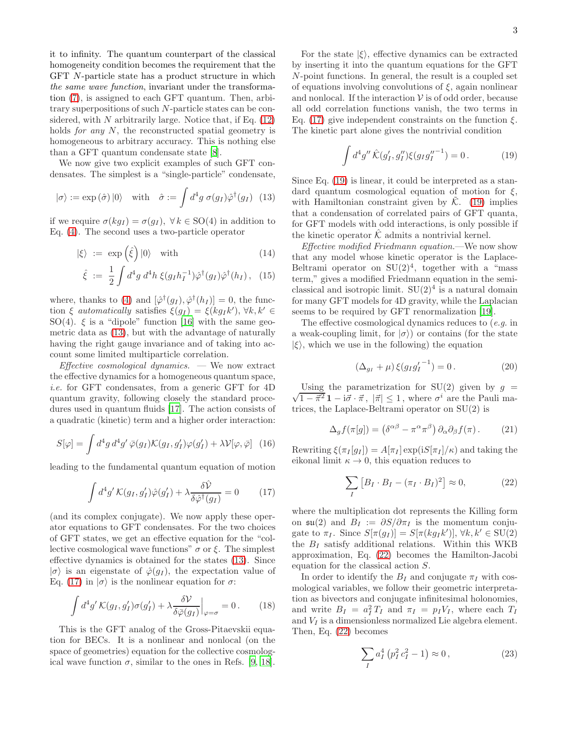it to infinity. The quantum counterpart of the classical homogeneity condition becomes the requirement that the GFT $N$-particle state has a product structure in which *the same wave function*, invariant under the transformation (7), is assigned to each GFT quantum. Then, arbitrary superpositions of such $N$-particle states can be considered, with $N$ arbitrarily large. Notice that, if Eq. (12) holds *for any* $N$, the reconstructed spatial geometry is homogeneous to arbitrary accuracy. This is nothing else than a GFT quantum condensate state [8].

We now give two explicit examples of such GFT condensates. The simplest is a "single-particle" condensate,

$$|\sigma\rangle := \exp\left(\hat{\sigma}\right)|0\rangle \quad \text{with} \quad \hat{\sigma} := \int d^4 g\; \sigma(g_I)\hat{\varphi}^\dagger(g_I) \quad (13)$$

if we require $\sigma(kg_I) = \sigma(g_I)$, $\forall\, k \in \mathrm{SO}(4)$ in addition to Eq. (4). The second uses a two-particle operator

$$|\xi\rangle \;:=\; \exp\left(\hat{\xi}\right)|0\rangle \quad \text{with} \quad (14)$$

$$\hat{\xi} \;:=\; \frac{1}{2}\int d^4 g\; d^4 h\; \xi(g_I h_I^{-1})\hat{\varphi}^\dagger(g_I)\hat{\varphi}^\dagger(h_I)\,, \quad (15)$$

where, thanks to (4) and $[\hat{\varphi}^\dagger(g_I), \hat{\varphi}^\dagger(h_I)] = 0$, the function $\xi$ *automatically* satisfies $\xi(g_I) = \xi(kg_I k')$, $\forall k, k' \in \mathrm{SO}(4)$. $\xi$ is a "dipole" function [16] with the same geometric data as (13), but with the advantage of naturally having the right gauge invariance and of taking into account some limited multiparticle correlation.

*Effective cosmological dynamics.* — We now extract the effective dynamics for a homogeneous quantum space, *i.e.* for GFT condensates, from a generic GFT for 4D quantum gravity, following closely the standard procedures used in quantum fluids [17]. The action consists of a quadratic (kinetic) term and a higher order interaction:

$$S[\varphi] = \int d^4 g\, d^4 g'\; \bar{\varphi}(g_I)\mathcal{K}(g_I, g'_I)\varphi(g'_I) + \lambda\mathcal{V}[\varphi, \bar{\varphi}] \quad (16)$$

leading to the fundamental quantum equation of motion

$$\int d^4 g'\; \mathcal{K}(g_I, g'_I)\hat{\varphi}(g'_I) + \lambda\frac{\delta\hat{\mathcal{V}}}{\delta\hat{\varphi}^\dagger(g_I)} = 0 \quad (17)$$

(and its complex conjugate). We now apply these operator equations to GFT condensates. For the two choices of GFT states, we get an effective equation for the "collective cosmological wave functions" $\sigma$ or $\xi$. The simplest effective dynamics is obtained for the states (13). Since $|\sigma\rangle$ is an eigenstate of $\hat{\varphi}(g_I)$, the expectation value of Eq. (17) in $|\sigma\rangle$ is the nonlinear equation for $\sigma$:

$$\int d^4 g'\; \mathcal{K}(g_I, g'_I)\sigma(g'_I) + \lambda\frac{\delta\mathcal{V}}{\delta\bar{\varphi}(g_I)}\Big|_{\varphi=\sigma} = 0\,. \quad (18)$$

This is the GFT analog of the Gross-Pitaevskii equation for BECs. It is a nonlinear and nonlocal (on the space of geometries) equation for the collective cosmological wave function $\sigma$, similar to the ones in Refs. [9, 18].

For the state $|\xi\rangle$, effective dynamics can be extracted by inserting it into the quantum equations for the GFT $N$-point functions. In general, the result is a coupled set of equations involving convolutions of $\xi$, again nonlinear and nonlocal. If the interaction $\mathcal{V}$ is of odd order, because all odd correlation functions vanish, the two terms in Eq. (17) give independent constraints on the function $\xi$. The kinetic part alone gives the nontrivial condition

$$\int d^4 g''\; \hat{\mathcal{K}}(g'_I, g''_I)\xi(g_I {g''_I}^{-1}) = 0\,. \quad (19)$$

Since Eq. (19) is linear, it could be interpreted as a standard quantum cosmological equation of motion for $\xi$, with Hamiltonian constraint given by $\hat{\mathcal{K}}$. (19) implies that a condensation of correlated pairs of GFT quanta, for GFT models with odd interactions, is only possible if the kinetic operator $\hat{\mathcal{K}}$ admits a nontrivial kernel.

*Effective modified Friedmann equation.*—We now show that any model whose kinetic operator is the Laplace-Beltrami operator on $\mathrm{SU}(2)^4$, together with a "mass term," gives a modified Friedmann equation in the semi-classical and isotropic limit. $\mathrm{SU}(2)^4$ is a natural domain for many GFT models for 4D gravity, while the Laplacian seems to be required by GFT renormalization [19].

The effective cosmological dynamics reduces to (*e.g.* in a weak-coupling limit, for $|\sigma\rangle$) or contains (for the state $|\xi\rangle$, which we use in the following) the equation

$$(\Delta_{g_I} + \mu)\,\xi(g_I {g'_I}^{-1}) = 0\,. \quad (20)$$

Using the parametrization for SU(2) given by $g = \sqrt{1 - \vec{\pi}^2}\,\mathbf{1} - \mathrm{i}\vec{\sigma}\cdot\vec{\pi}$, $|\vec{\pi}| \leq 1$, where $\sigma^i$ are the Pauli matrices, the Laplace-Beltrami operator on SU(2) is

$$\Delta_g f(\pi[g]) = \left(\delta^{\alpha\beta} - \pi^\alpha\pi^\beta\right)\partial_\alpha\partial_\beta f(\pi)\,. \quad (21)$$

Rewriting $\xi(\pi_I[g_I]) = A[\pi_I]\exp(\mathrm{i}S[\pi_I]/\kappa)$ and taking the eikonal limit $\kappa \to 0$, this equation reduces to

$$\sum_I \left[B_I\cdot B_I - (\pi_I\cdot B_I)^2\right] \approx 0, \quad (22)$$

where the multiplication dot represents the Killing form on $\mathfrak{su}(2)$ and $B_I := \partial S/\partial\pi_I$ is the momentum conjugate to $\pi_I$. Since $S[\pi(g_I)] = S[\pi(kg_I k')]$, $\forall k, k' \in \mathrm{SU}(2)$ the $B_I$ satisfy additional relations. Within this WKB approximation, Eq. (22) becomes the Hamilton-Jacobi equation for the classical action $S$.

In order to identify the $B_I$ and conjugate $\pi_I$ with cosmological variables, we follow their geometric interpretation as bivectors and conjugate infinitesimal holonomies, and write $B_I = a_I^2 T_I$ and $\pi_I = p_I V_I$, where each $T_I$ and $V_I$ is a dimensionless normalized Lie algebra element. Then, Eq. (22) becomes

$$\sum_I a_I^4\left(p_I^2 c_I^2 - 1\right) \approx 0\,, \quad (23)$$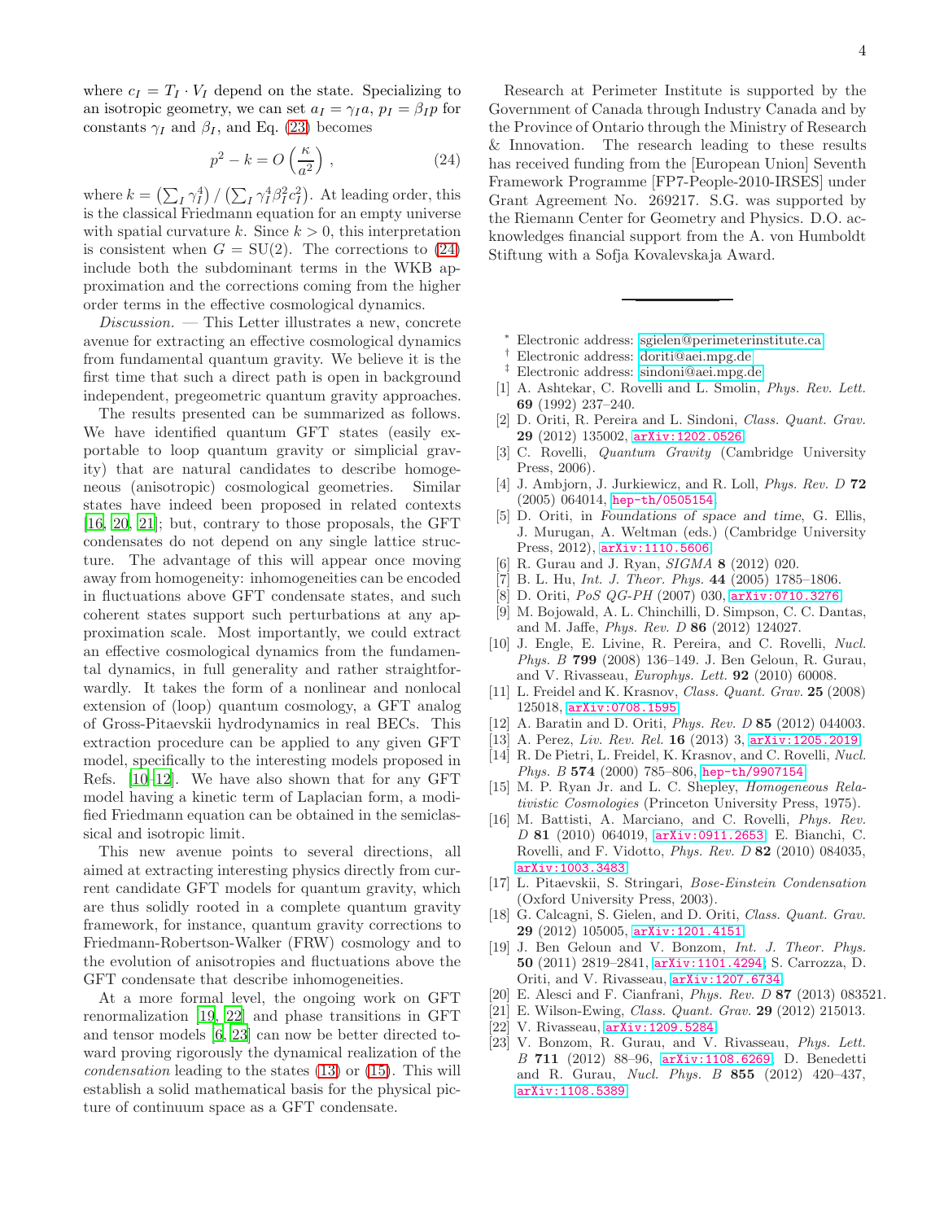where $c_I = T_I \cdot V_I$ depend on the state. Specializing to an isotropic geometry, we can set $a_I = \gamma_I a$, $p_I = \beta_I p$ for constants $\gamma_I$ and $\beta_I$, and Eq. (23) becomes

$$p^2 - k = O\left(\frac{\kappa}{a^2}\right) , \qquad (24)$$

where $k = \left(\sum_I \gamma_I^4\right) / \left(\sum_I \gamma_I^4 \beta_I^2 c_I^2\right)$. At leading order, this is the classical Friedmann equation for an empty universe with spatial curvature $k$. Since $k > 0$, this interpretation is consistent when $G = \mathrm{SU}(2)$. The corrections to (24) include both the subdominant terms in the WKB approximation and the corrections coming from the higher order terms in the effective cosmological dynamics.

*Discussion.* — This Letter illustrates a new, concrete avenue for extracting an effective cosmological dynamics from fundamental quantum gravity. We believe it is the first time that such a direct path is open in background independent, pregeometric quantum gravity approaches.

The results presented can be summarized as follows. We have identified quantum GFT states (easily exportable to loop quantum gravity or simplicial gravity) that are natural candidates to describe homogeneous (anisotropic) cosmological geometries. Similar states have indeed been proposed in related contexts [16, 20, 21]; but, contrary to those proposals, the GFT condensates do not depend on any single lattice structure. The advantage of this will appear once moving away from homogeneity: inhomogeneities can be encoded in fluctuations above GFT condensate states, and such coherent states support such perturbations at any approximation scale. Most importantly, we could extract an effective cosmological dynamics from the fundamental dynamics, in full generality and rather straightforwardly. It takes the form of a nonlinear and nonlocal extension of (loop) quantum cosmology, a GFT analog of Gross-Pitaevskii hydrodynamics in real BECs. This extraction procedure can be applied to any given GFT model, specifically to the interesting models proposed in Refs. [10–12]. We have also shown that for any GFT model having a kinetic term of Laplacian form, a modified Friedmann equation can be obtained in the semiclassical and isotropic limit.

This new avenue points to several directions, all aimed at extracting interesting physics directly from current candidate GFT models for quantum gravity, which are thus solidly rooted in a complete quantum gravity framework, for instance, quantum gravity corrections to Friedmann-Robertson-Walker (FRW) cosmology and to the evolution of anisotropies and fluctuations above the GFT condensate that describe inhomogeneities.

At a more formal level, the ongoing work on GFT renormalization [19, 22] and phase transitions in GFT and tensor models [6, 23] can now be better directed toward proving rigorously the dynamical realization of the *condensation* leading to the states (13) or (15). This will establish a solid mathematical basis for the physical picture of continuum space as a GFT condensate.

Research at Perimeter Institute is supported by the Government of Canada through Industry Canada and by the Province of Ontario through the Ministry of Research & Innovation. The research leading to these results has received funding from the [European Union] Seventh Framework Programme [FP7-People-2010-IRSES] under Grant Agreement No. 269217. S.G. was supported by the Riemann Center for Geometry and Physics. D.O. acknowledges financial support from the A. von Humboldt Stiftung with a Sofja Kovalevskaja Award.

---

* Electronic address: sgielen@perimeterinstitute.ca
† Electronic address: doriti@aei.mpg.de
‡ Electronic address: sindoni@aei.mpg.de

[1] A. Ashtekar, C. Rovelli and L. Smolin, *Phys. Rev. Lett.* **69** (1992) 237–240.
[2] D. Oriti, R. Pereira and L. Sindoni, *Class. Quant. Grav.* **29** (2012) 135002, arXiv:1202.0526.
[3] C. Rovelli, *Quantum Gravity* (Cambridge University Press, 2006).
[4] J. Ambjorn, J. Jurkiewicz, and R. Loll, *Phys. Rev. D* **72** (2005) 064014, hep-th/0505154.
[5] D. Oriti, in *Foundations of space and time*, G. Ellis, J. Murugan, A. Weltman (eds.) (Cambridge University Press, 2012), arXiv:1110.5606.
[6] R. Gurau and J. Ryan, *SIGMA* **8** (2012) 020.
[7] B. L. Hu, *Int. J. Theor. Phys.* **44** (2005) 1785–1806.
[8] D. Oriti, *PoS QG-PH* (2007) 030, arXiv:0710.3276.
[9] M. Bojowald, A. L. Chinchilli, D. Simpson, C. C. Dantas, and M. Jaffe, *Phys. Rev. D* **86** (2012) 124027.
[10] J. Engle, E. Livine, R. Pereira, and C. Rovelli, *Nucl. Phys. B* **799** (2008) 136–149. J. Ben Geloun, R. Gurau, and V. Rivasseau, *Europhys. Lett.* **92** (2010) 60008.
[11] L. Freidel and K. Krasnov, *Class. Quant. Grav.* **25** (2008) 125018, arXiv:0708.1595.
[12] A. Baratin and D. Oriti, *Phys. Rev. D* **85** (2012) 044003.
[13] A. Perez, *Liv. Rev. Rel.* **16** (2013) 3, arXiv:1205.2019.
[14] R. De Pietri, L. Freidel, K. Krasnov, and C. Rovelli, *Nucl. Phys. B* **574** (2000) 785–806, hep-th/9907154.
[15] M. P. Ryan Jr. and L. C. Shepley, *Homogeneous Relativistic Cosmologies* (Princeton University Press, 1975).
[16] M. Battisti, A. Marciano, and C. Rovelli, *Phys. Rev. D* **81** (2010) 064019, arXiv:0911.2653. E. Bianchi, C. Rovelli, and F. Vidotto, *Phys. Rev. D* **82** (2010) 084035, arXiv:1003.3483.
[17] L. Pitaevskii, S. Stringari, *Bose-Einstein Condensation* (Oxford University Press, 2003).
[18] G. Calcagni, S. Gielen, and D. Oriti, *Class. Quant. Grav.* **29** (2012) 105005, arXiv:1201.4151.
[19] J. Ben Geloun and V. Bonzom, *Int. J. Theor. Phys.* **50** (2011) 2819–2841, arXiv:1101.4294; S. Carrozza, D. Oriti, and V. Rivasseau, arXiv:1207.6734.
[20] E. Alesci and F. Cianfrani, *Phys. Rev. D* **87** (2013) 083521.
[21] E. Wilson-Ewing, *Class. Quant. Grav.* **29** (2012) 215013.
[22] V. Rivasseau, arXiv:1209.5284.
[23] V. Bonzom, R. Gurau, and V. Rivasseau, *Phys. Lett. B* **711** (2012) 88–96, arXiv:1108.6269; D. Benedetti and R. Gurau, *Nucl. Phys. B* **855** (2012) 420–437, arXiv:1108.5389.